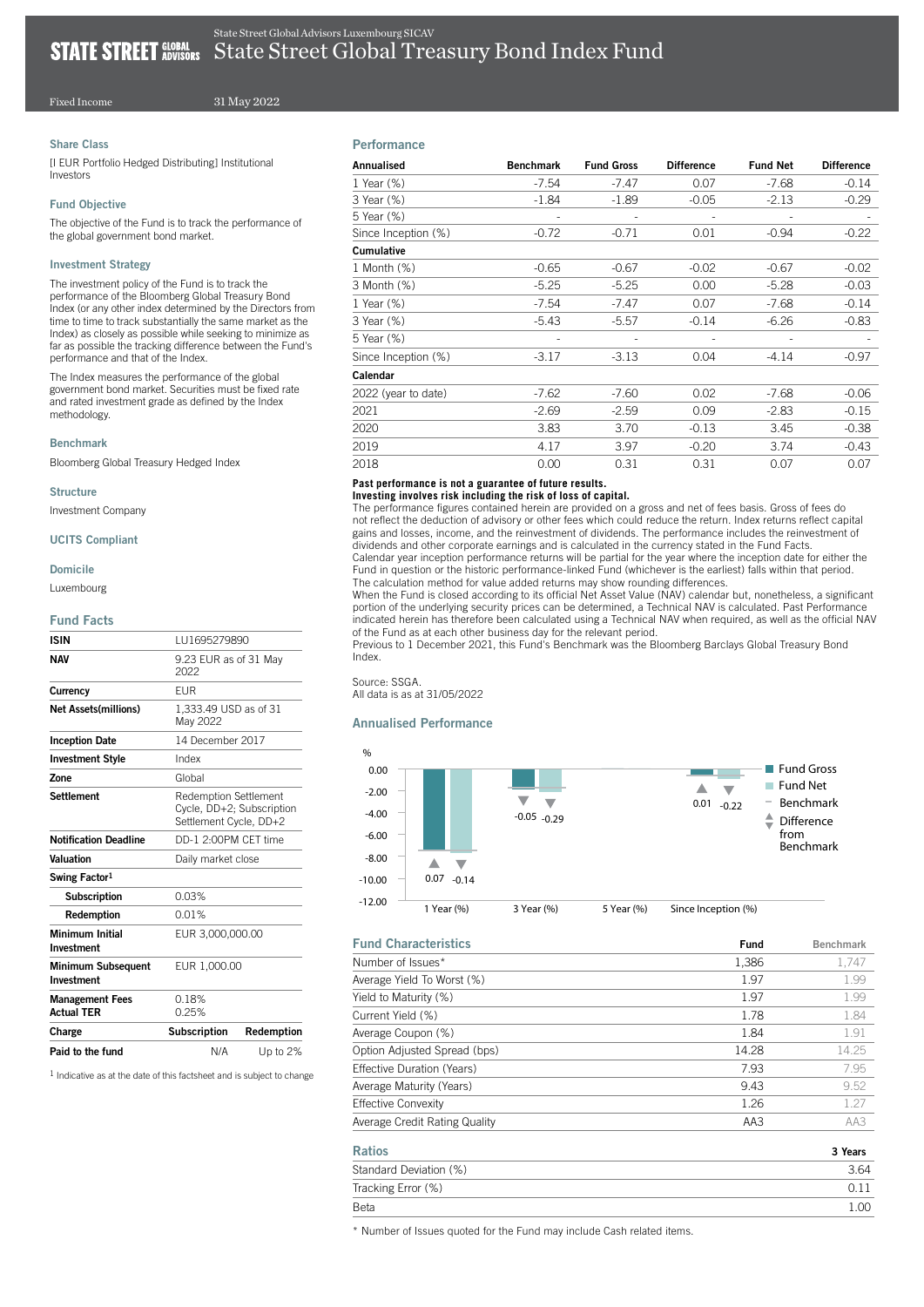State Street Global Advisors Luxembourg SICAV

# State Street Global Treasury Bond Index Fund

Fixed Income — 31 May 2022

## Share Class

[I EUR Portfolio Hedged Distributing] Institutional Investors

## Fund Objective

The objective of the Fund is to track the performance of the global government bond market.

## Investment Strategy

The investment policy of the Fund is to track the performance of the Bloomberg Global Treasury Bond Index (or any other index determined by the Directors from time to time to track substantially the same market as the Index) as closely as possible while seeking to minimize as far as possible the tracking difference between the Fund's performance and that of the Index.

The Index measures the performance of the global government bond market. Securities must be fixed rate and rated investment grade as defined by the Index methodology.

## Benchmark

Bloomberg Global Treasury Hedged Index

## Structure

Investment Company

## UCITS Compliant

## Domicile

Luxembourg

## Fund Facts

| | | |
|---|---|---|
| **ISIN** | LU1695279890 | |
| **NAV** | 9.23 EUR as of 31 May 2022 | |
| **Currency** | EUR | |
| **Net Assets(millions)** | 1,333.49 USD as of 31 May 2022 | |
| **Inception Date** | 14 December 2017 | |
| **Investment Style** | Index | |
| **Zone** | Global | |
| **Settlement** | Redemption Settlement Cycle, DD+2; Subscription Settlement Cycle, DD+2 | |
| **Notification Deadline** | DD-1 2:00PM CET time | |
| **Valuation** | Daily market close | |
| **Swing Factor**[1] | | |
| **Subscription** | 0.03% | |
| **Redemption** | 0.01% | |
| **Minimum Initial Investment** | EUR 3,000,000.00 | |
| **Minimum Subsequent Investment** | EUR 1,000.00 | |
| **Management Fees** | 0.18% | |
| **Actual TER** | 0.25% | |
| **Charge** | **Subscription** | **Redemption** |
| **Paid to the fund** | N/A | Up to 2% |

[1] Indicative as at the date of this factsheet and is subject to change

## Performance

| Annualised | Benchmark | Fund Gross | Difference | Fund Net | Difference |
|---|---|---|---|---|---|
| 1 Year (%) | -7.54 | -7.47 | 0.07 | -7.68 | -0.14 |
| 3 Year (%) | -1.84 | -1.89 | -0.05 | -2.13 | -0.29 |
| 5 Year (%) | - | - | - | - | - |
| Since Inception (%) | -0.72 | -0.71 | 0.01 | -0.94 | -0.22 |
| **Cumulative** | | | | | |
| 1 Month (%) | -0.65 | -0.67 | -0.02 | -0.67 | -0.02 |
| 3 Month (%) | -5.25 | -5.25 | 0.00 | -5.28 | -0.03 |
| 1 Year (%) | -7.54 | -7.47 | 0.07 | -7.68 | -0.14 |
| 3 Year (%) | -5.43 | -5.57 | -0.14 | -6.26 | -0.83 |
| 5 Year (%) | - | - | - | - | - |
| Since Inception (%) | -3.17 | -3.13 | 0.04 | -4.14 | -0.97 |
| **Calendar** | | | | | |
| 2022 (year to date) | -7.62 | -7.60 | 0.02 | -7.68 | -0.06 |
| 2021 | -2.69 | -2.59 | 0.09 | -2.83 | -0.15 |
| 2020 | 3.83 | 3.70 | -0.13 | 3.45 | -0.38 |
| 2019 | 4.17 | 3.97 | -0.20 | 3.74 | -0.43 |
| 2018 | 0.00 | 0.31 | 0.31 | 0.07 | 0.07 |

**Past performance is not a guarantee of future results.**
**Investing involves risk including the risk of loss of capital.**

The performance figures contained herein are provided on a gross and net of fees basis. Gross of fees do not reflect the deduction of advisory or other fees which could reduce the return. Index returns reflect capital gains and losses, income, and the reinvestment of dividends. The performance includes the reinvestment of dividends and other corporate earnings and is calculated in the currency stated in the Fund Facts.
Calendar year inception performance returns will be partial for the year where the inception date for either the Fund in question or the historic performance-linked Fund (whichever is the earliest) falls within that period.
The calculation method for value added returns may show rounding differences.
When the Fund is closed according to its official Net Asset Value (NAV) calendar but, nonetheless, a significant portion of the underlying security prices can be determined, a Technical NAV is calculated. Past Performance indicated herein has therefore been calculated using a Technical NAV when required, as well as the official NAV of the Fund as at each other business day for the relevant period.
Previous to 1 December 2021, this Fund's Benchmark was the Bloomberg Barclays Global Treasury Bond Index.

Source: SSGA.
All data is as at 31/05/2022

## Annualised Performance

| | Fund Gross Difference from Benchmark | Fund Net Difference from Benchmark |
|---|---|---|
| 1 Year (%) | 0.07 | -0.14 |
| 3 Year (%) | -0.05 | -0.29 |
| 5 Year (%) | | |
| Since Inception (%) | 0.01 | -0.22 |

## Fund Characteristics

| | Fund | Benchmark |
|---|---|---|
| Number of Issues* | 1,386 | 1,747 |
| Average Yield To Worst (%) | 1.97 | 1.99 |
| Yield to Maturity (%) | 1.97 | 1.99 |
| Current Yield (%) | 1.78 | 1.84 |
| Average Coupon (%) | 1.84 | 1.91 |
| Option Adjusted Spread (bps) | 14.28 | 14.25 |
| Effective Duration (Years) | 7.93 | 7.95 |
| Average Maturity (Years) | 9.43 | 9.52 |
| Effective Convexity | 1.26 | 1.27 |
| Average Credit Rating Quality | AA3 | AA3 |

## Ratios

| | 3 Years |
|---|---|
| Standard Deviation (%) | 3.64 |
| Tracking Error (%) | 0.11 |
| Beta | 1.00 |

* Number of Issues quoted for the Fund may include Cash related items.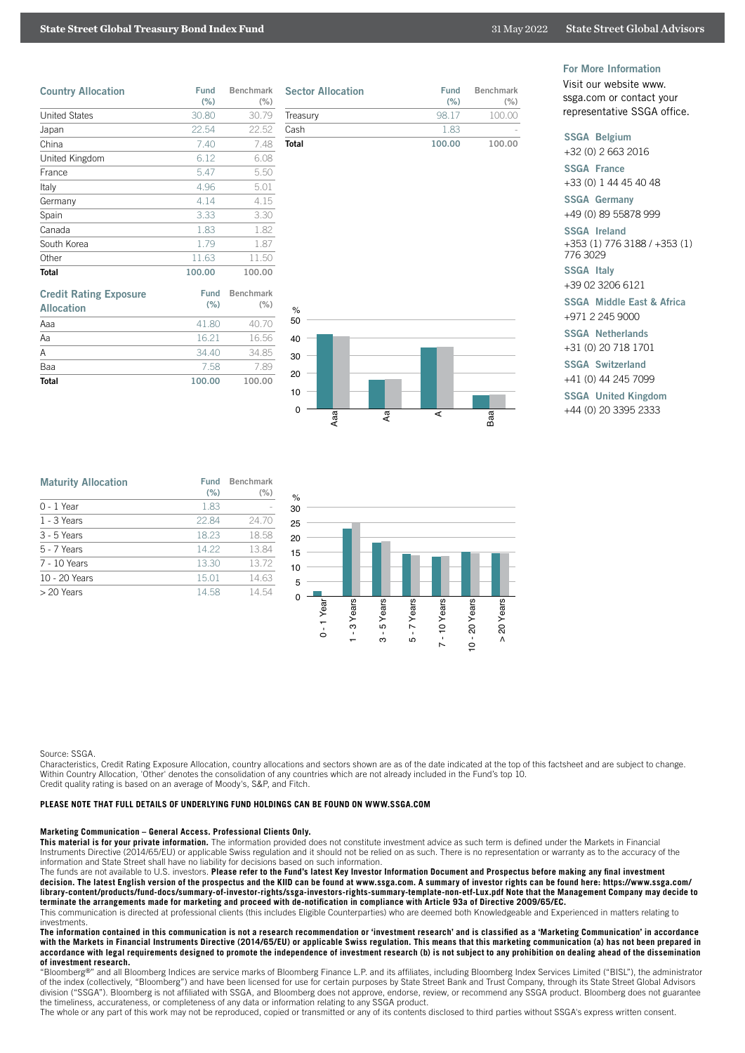## Country Allocation

| Country Allocation | Fund (%) | Benchmark (%) |
|---|---|---|
| United States | 30.80 | 30.79 |
| Japan | 22.54 | 22.52 |
| China | 7.40 | 7.48 |
| United Kingdom | 6.12 | 6.08 |
| France | 5.47 | 5.50 |
| Italy | 4.96 | 5.01 |
| Germany | 4.14 | 4.15 |
| Spain | 3.33 | 3.30 |
| Canada | 1.83 | 1.82 |
| South Korea | 1.79 | 1.87 |
| Other | 11.63 | 11.50 |
| **Total** | **100.00** | **100.00** |

## Sector Allocation

| Sector Allocation | Fund (%) | Benchmark (%) |
|---|---|---|
| Treasury | 98.17 | 100.00 |
| Cash | 1.83 | - |
| **Total** | **100.00** | **100.00** |

## Credit Rating Exposure Allocation

| Credit Rating Exposure Allocation | Fund (%) | Benchmark (%) |
|---|---|---|
| Aaa | 41.80 | 40.70 |
| Aa | 16.21 | 16.56 |
| A | 34.40 | 34.85 |
| Baa | 7.58 | 7.89 |
| **Total** | **100.00** | **100.00** |

## Maturity Allocation

| Maturity Allocation | Fund (%) | Benchmark (%) |
|---|---|---|
| 0 - 1 Year | 1.83 | - |
| 1 - 3 Years | 22.84 | 24.70 |
| 3 - 5 Years | 18.23 | 18.58 |
| 5 - 7 Years | 14.22 | 13.84 |
| 7 - 10 Years | 13.30 | 13.72 |
| 10 - 20 Years | 15.01 | 14.63 |
| > 20 Years | 14.58 | 14.54 |

## For More Information

Visit our website www.ssga.com or contact your representative SSGA office.

**SSGA Belgium**
+32 (0) 2 663 2016

**SSGA France**
+33 (0) 1 44 45 40 48

**SSGA Germany**
+49 (0) 89 55878 999

**SSGA Ireland**
+353 (1) 776 3188 / +353 (1) 776 3029

**SSGA Italy**
+39 02 3206 6121

**SSGA Middle East & Africa**
+971 2 245 9000

**SSGA Netherlands**
+31 (0) 20 718 1701

**SSGA Switzerland**
+41 (0) 44 245 7099

**SSGA United Kingdom**
+44 (0) 20 3395 2333

Source: SSGA.
Characteristics, Credit Rating Exposure Allocation, country allocations and sectors shown are as of the date indicated at the top of this factsheet and are subject to change. Within Country Allocation, 'Other' denotes the consolidation of any countries which are not already included in the Fund's top 10.
Credit quality rating is based on an average of Moody's, S&P, and Fitch.

**PLEASE NOTE THAT FULL DETAILS OF UNDERLYING FUND HOLDINGS CAN BE FOUND ON WWW.SSGA.COM**

**Marketing Communication – General Access. Professional Clients Only.**
**This material is for your private information.** The information provided does not constitute investment advice as such term is defined under the Markets in Financial Instruments Directive (2014/65/EU) or applicable Swiss regulation and it should not be relied on as such. There is no representation or warranty as to the accuracy of the information and State Street shall have no liability for decisions based on such information.
The funds are not available to U.S. investors. **Please refer to the Fund's latest Key Investor Information Document and Prospectus before making any final investment decision. The latest English version of the prospectus and the KIID can be found at www.ssga.com. A summary of investor rights can be found here: https://www.ssga.com/library-content/products/fund-docs/summary-of-investor-rights/ssga-investors-rights-summary-template-non-etf-Lux.pdf Note that the Management Company may decide to terminate the arrangements made for marketing and proceed with de-notification in compliance with Article 93a of Directive 2009/65/EC.**
This communication is directed at professional clients (this includes Eligible Counterparties) who are deemed both Knowledgeable and Experienced in matters relating to investments.
**The information contained in this communication is not a research recommendation or 'investment research' and is classified as a 'Marketing Communication' in accordance with the Markets in Financial Instruments Directive (2014/65/EU) or applicable Swiss regulation. This means that this marketing communication (a) has not been prepared in accordance with legal requirements designed to promote the independence of investment research (b) is not subject to any prohibition on dealing ahead of the dissemination of investment research.**
"Bloomberg®" and all Bloomberg Indices are service marks of Bloomberg Finance L.P. and its affiliates, including Bloomberg Index Services Limited ("BISL"), the administrator of the index (collectively, "Bloomberg") and have been licensed for use for certain purposes by State Street Bank and Trust Company, through its State Street Global Advisors division ("SSGA"). Bloomberg is not affiliated with SSGA, and Bloomberg does not approve, endorse, review, or recommend any SSGA product. Bloomberg does not guarantee the timeliness, accurateness, or completeness of any data or information relating to any SSGA product.
The whole or any part of this work may not be reproduced, copied or transmitted or any of its contents disclosed to third parties without SSGA's express written consent.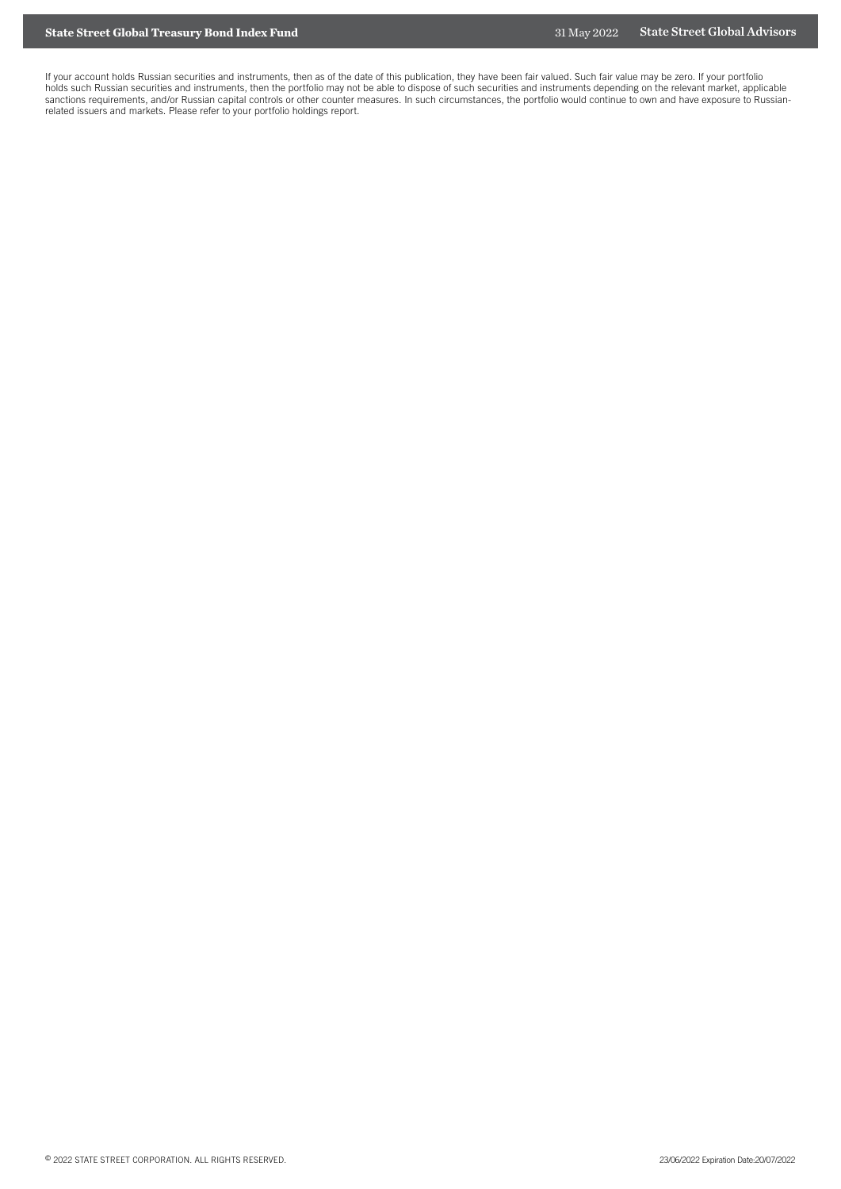If your account holds Russian securities and instruments, then as of the date of this publication, they have been fair valued. Such fair value may be zero. If your portfolio holds such Russian securities and instruments, then the portfolio may not be able to dispose of such securities and instruments depending on the relevant market, applicable sanctions requirements, and/or Russian capital controls or other counter measures. In such circumstances, the portfolio would continue to own and have exposure to Russian-related issuers and markets. Please refer to your portfolio holdings report.

© 2022 STATE STREET CORPORATION. ALL RIGHTS RESERVED.

23/06/2022 Expiration Date:20/07/2022